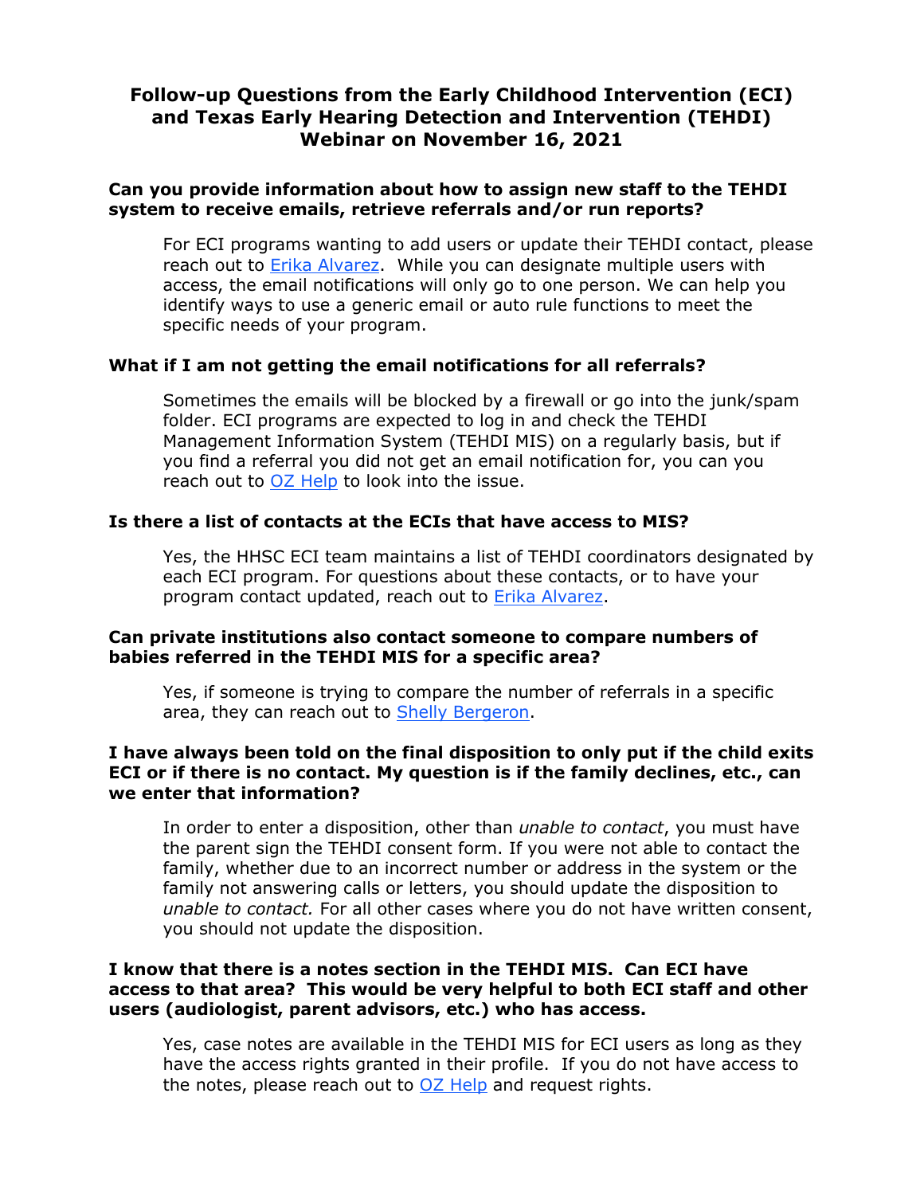# Follow-up Questions from the Early Childhood Intervention (ECI) and Texas Early Hearing Detection and Intervention (TEHDI) Webinar on November 16, 2021

### Can you provide information about how to assign new staff to the TEHDI system to receive emails, retrieve referrals and/or run reports?

For ECI programs wanting to add users or update their TEHDI contact, please reach out to Erika Alvarez. While you can designate multiple users with access, the email notifications will only go to one person. We can help you identify ways to use a generic email or auto rule functions to meet the specific needs of your program.

### What if I am not getting the email notifications for all referrals?

Sometimes the emails will be blocked by a firewall or go into the junk/spam folder. ECI programs are expected to log in and check the TEHDI Management Information System (TEHDI MIS) on a regularly basis, but if you find a referral you did not get an email notification for, you can you reach out to OZ Help to look into the issue.

### Is there a list of contacts at the ECIs that have access to MIS?

Yes, the HHSC ECI team maintains a list of TEHDI coordinators designated by each ECI program. For questions about these contacts, or to have your program contact updated, reach out to Erika Alvarez.

### Can private institutions also contact someone to compare numbers of babies referred in the TEHDI MIS for a specific area?

Yes, if someone is trying to compare the number of referrals in a specific area, they can reach out to Shelly Bergeron.

### I have always been told on the final disposition to only put if the child exits ECI or if there is no contact. My question is if the family declines, etc., can we enter that information?

In order to enter a disposition, other than *unable to contact*, you must have the parent sign the TEHDI consent form. If you were not able to contact the family, whether due to an incorrect number or address in the system or the family not answering calls or letters, you should update the disposition to *unable to contact.* For all other cases where you do not have written consent, you should not update the disposition.

### I know that there is a notes section in the TEHDI MIS. Can ECI have access to that area? This would be very helpful to both ECI staff and other users (audiologist, parent advisors, etc.) who has access.

Yes, case notes are available in the TEHDI MIS for ECI users as long as they have the access rights granted in their profile. If you do not have access to the notes, please reach out to OZ Help and request rights.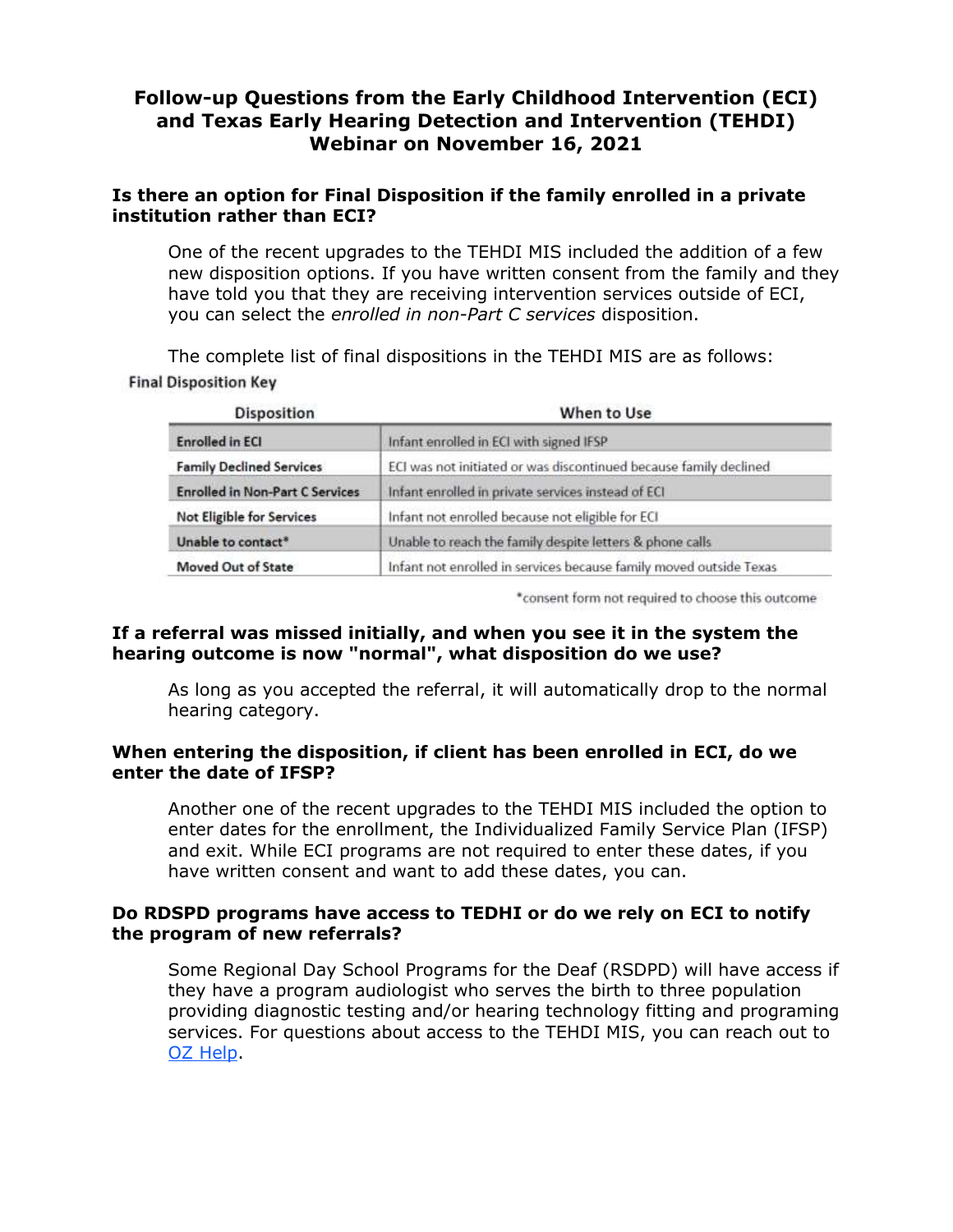# Follow-up Questions from the Early Childhood Intervention (ECI) and Texas Early Hearing Detection and Intervention (TEHDI) Webinar on November 16, 2021

### Is there an option for Final Disposition if the family enrolled in a private institution rather than ECI?

One of the recent upgrades to the TEHDI MIS included the addition of a few new disposition options. If you have written consent from the family and they have told you that they are receiving intervention services outside of ECI, you can select the *enrolled in non-Part C services* disposition.

The complete list of final dispositions in the TEHDI MIS are as follows:

**Final Disposition Key**

| Disposition | When to Use |
|---|---|
| **Enrolled in ECI** | Infant enrolled in ECI with signed IFSP |
| **Family Declined Services** | ECI was not initiated or was discontinued because family declined |
| **Enrolled in Non-Part C Services** | Infant enrolled in private services instead of ECI |
| **Not Eligible for Services** | Infant not enrolled because not eligible for ECI |
| **Unable to contact*** | Unable to reach the family despite letters & phone calls |
| **Moved Out of State** | Infant not enrolled in services because family moved outside Texas |

*consent form not required to choose this outcome

### If a referral was missed initially, and when you see it in the system the hearing outcome is now "normal", what disposition do we use?

As long as you accepted the referral, it will automatically drop to the normal hearing category.

### When entering the disposition, if client has been enrolled in ECI, do we enter the date of IFSP?

Another one of the recent upgrades to the TEHDI MIS included the option to enter dates for the enrollment, the Individualized Family Service Plan (IFSP) and exit. While ECI programs are not required to enter these dates, if you have written consent and want to add these dates, you can.

### Do RDSPD programs have access to TEDHI or do we rely on ECI to notify the program of new referrals?

Some Regional Day School Programs for the Deaf (RSDPD) will have access if they have a program audiologist who serves the birth to three population providing diagnostic testing and/or hearing technology fitting and programing services. For questions about access to the TEHDI MIS, you can reach out to [OZ Help](OZ Help).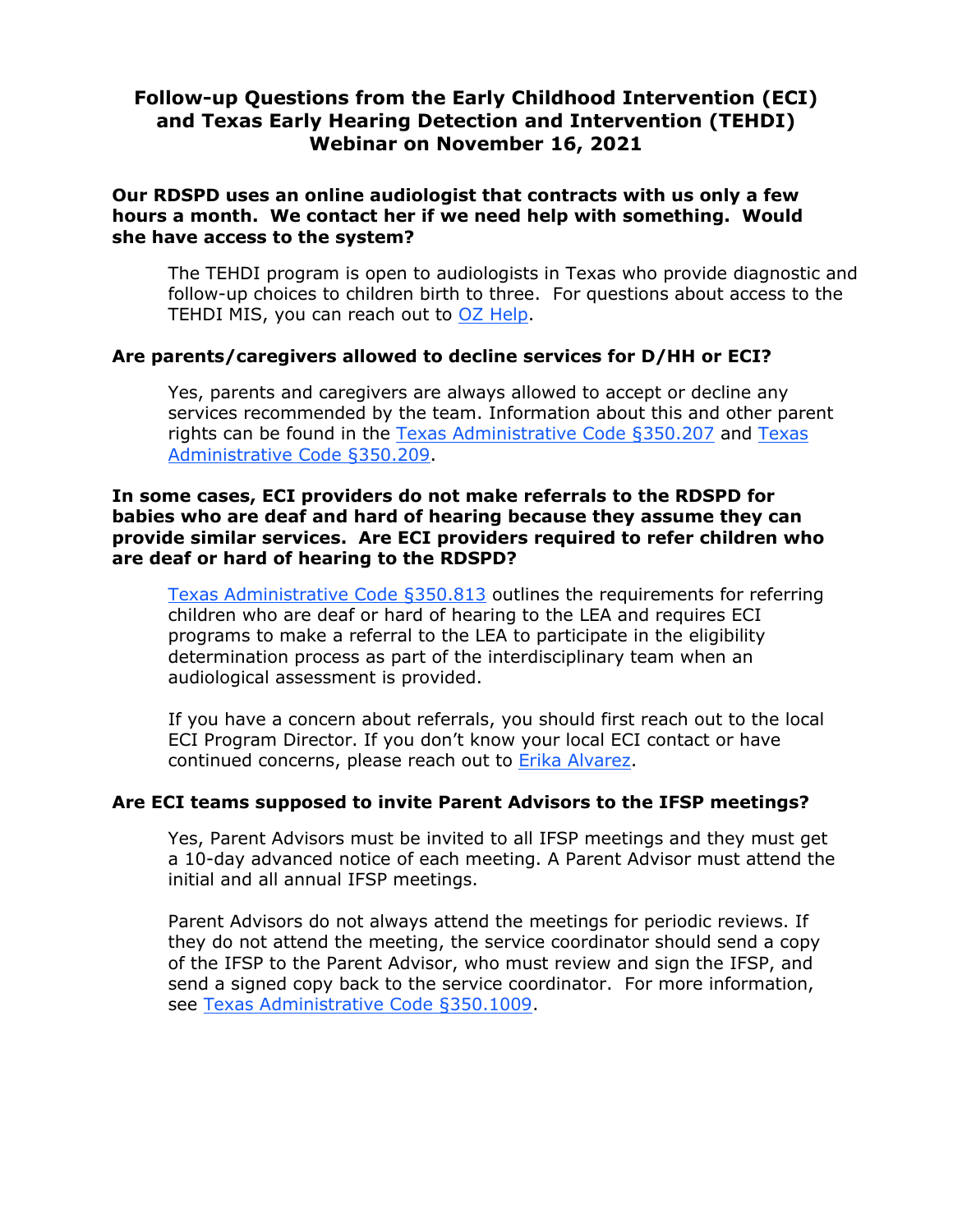# Follow-up Questions from the Early Childhood Intervention (ECI) and Texas Early Hearing Detection and Intervention (TEHDI) Webinar on November 16, 2021

**Our RDSPD uses an online audiologist that contracts with us only a few hours a month. We contact her if we need help with something. Would she have access to the system?**

The TEHDI program is open to audiologists in Texas who provide diagnostic and follow-up choices to children birth to three. For questions about access to the TEHDI MIS, you can reach out to OZ Help.

**Are parents/caregivers allowed to decline services for D/HH or ECI?**

Yes, parents and caregivers are always allowed to accept or decline any services recommended by the team. Information about this and other parent rights can be found in the Texas Administrative Code §350.207 and Texas Administrative Code §350.209.

**In some cases, ECI providers do not make referrals to the RDSPD for babies who are deaf and hard of hearing because they assume they can provide similar services. Are ECI providers required to refer children who are deaf or hard of hearing to the RDSPD?**

Texas Administrative Code §350.813 outlines the requirements for referring children who are deaf or hard of hearing to the LEA and requires ECI programs to make a referral to the LEA to participate in the eligibility determination process as part of the interdisciplinary team when an audiological assessment is provided.

If you have a concern about referrals, you should first reach out to the local ECI Program Director. If you don't know your local ECI contact or have continued concerns, please reach out to Erika Alvarez.

**Are ECI teams supposed to invite Parent Advisors to the IFSP meetings?**

Yes, Parent Advisors must be invited to all IFSP meetings and they must get a 10-day advanced notice of each meeting. A Parent Advisor must attend the initial and all annual IFSP meetings.

Parent Advisors do not always attend the meetings for periodic reviews. If they do not attend the meeting, the service coordinator should send a copy of the IFSP to the Parent Advisor, who must review and sign the IFSP, and send a signed copy back to the service coordinator. For more information, see Texas Administrative Code §350.1009.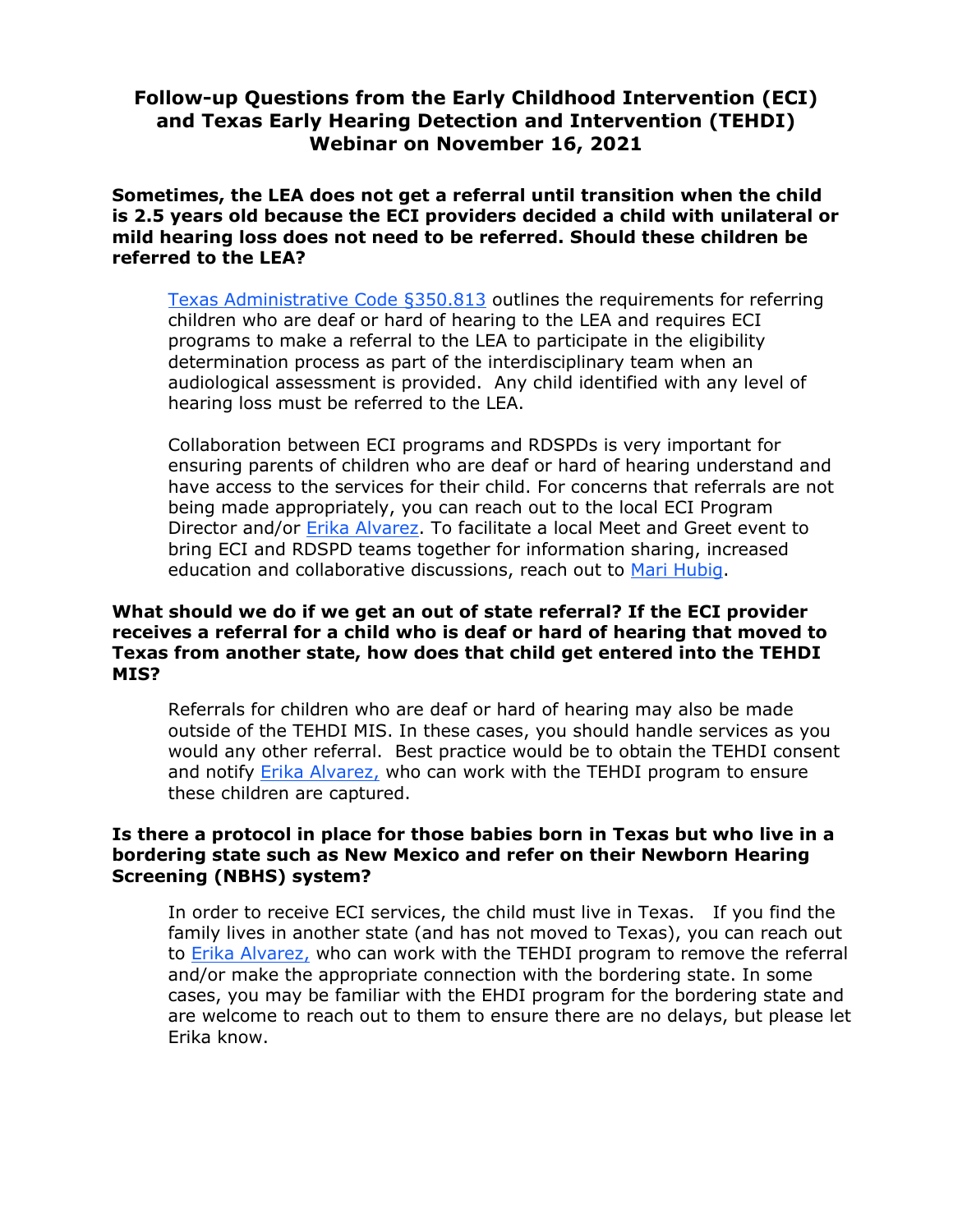# Follow-up Questions from the Early Childhood Intervention (ECI) and Texas Early Hearing Detection and Intervention (TEHDI) Webinar on November 16, 2021

**Sometimes, the LEA does not get a referral until transition when the child is 2.5 years old because the ECI providers decided a child with unilateral or mild hearing loss does not need to be referred. Should these children be referred to the LEA?**

Texas Administrative Code §350.813 outlines the requirements for referring children who are deaf or hard of hearing to the LEA and requires ECI programs to make a referral to the LEA to participate in the eligibility determination process as part of the interdisciplinary team when an audiological assessment is provided. Any child identified with any level of hearing loss must be referred to the LEA.

Collaboration between ECI programs and RDSPDs is very important for ensuring parents of children who are deaf or hard of hearing understand and have access to the services for their child. For concerns that referrals are not being made appropriately, you can reach out to the local ECI Program Director and/or Erika Alvarez. To facilitate a local Meet and Greet event to bring ECI and RDSPD teams together for information sharing, increased education and collaborative discussions, reach out to Mari Hubig.

**What should we do if we get an out of state referral? If the ECI provider receives a referral for a child who is deaf or hard of hearing that moved to Texas from another state, how does that child get entered into the TEHDI MIS?**

Referrals for children who are deaf or hard of hearing may also be made outside of the TEHDI MIS. In these cases, you should handle services as you would any other referral. Best practice would be to obtain the TEHDI consent and notify Erika Alvarez, who can work with the TEHDI program to ensure these children are captured.

**Is there a protocol in place for those babies born in Texas but who live in a bordering state such as New Mexico and refer on their Newborn Hearing Screening (NBHS) system?**

In order to receive ECI services, the child must live in Texas. If you find the family lives in another state (and has not moved to Texas), you can reach out to Erika Alvarez, who can work with the TEHDI program to remove the referral and/or make the appropriate connection with the bordering state. In some cases, you may be familiar with the EHDI program for the bordering state and are welcome to reach out to them to ensure there are no delays, but please let Erika know.